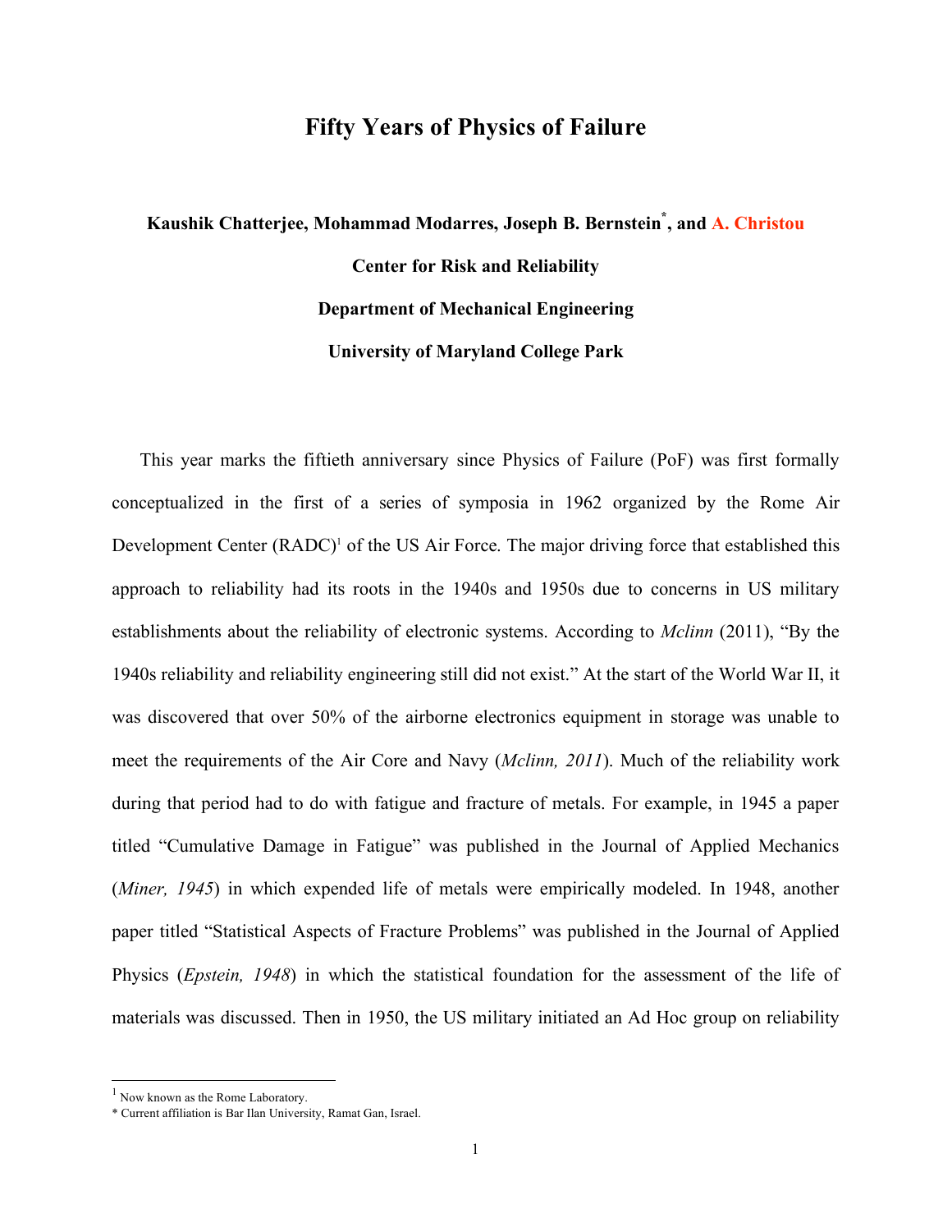# Fifty Years of Physics of Failure

**Kaushik Chatterjee, Mohammad Modarres, Joseph B. Bernstein*, and A. Christou**

**Center for Risk and Reliability**

**Department of Mechanical Engineering**

**University of Maryland College Park**

This year marks the fiftieth anniversary since Physics of Failure (PoF) was first formally conceptualized in the first of a series of symposia in 1962 organized by the Rome Air Development Center (RADC)[1] of the US Air Force. The major driving force that established this approach to reliability had its roots in the 1940s and 1950s due to concerns in US military establishments about the reliability of electronic systems. According to *Mclinn* (2011), "By the 1940s reliability and reliability engineering still did not exist." At the start of the World War II, it was discovered that over 50% of the airborne electronics equipment in storage was unable to meet the requirements of the Air Core and Navy (*Mclinn, 2011*). Much of the reliability work during that period had to do with fatigue and fracture of metals. For example, in 1945 a paper titled "Cumulative Damage in Fatigue" was published in the Journal of Applied Mechanics (*Miner, 1945*) in which expended life of metals were empirically modeled. In 1948, another paper titled "Statistical Aspects of Fracture Problems" was published in the Journal of Applied Physics (*Epstein, 1948*) in which the statistical foundation for the assessment of the life of materials was discussed. Then in 1950, the US military initiated an Ad Hoc group on reliability

[1] Now known as the Rome Laboratory.

\* Current affiliation is Bar Ilan University, Ramat Gan, Israel.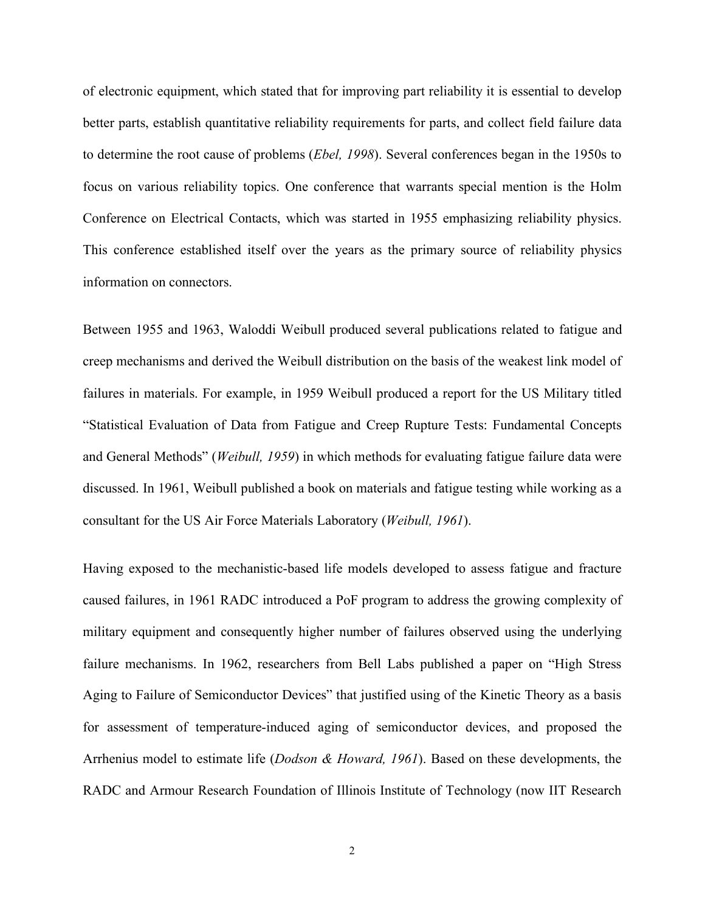of electronic equipment, which stated that for improving part reliability it is essential to develop better parts, establish quantitative reliability requirements for parts, and collect field failure data to determine the root cause of problems (*Ebel, 1998*). Several conferences began in the 1950s to focus on various reliability topics. One conference that warrants special mention is the Holm Conference on Electrical Contacts, which was started in 1955 emphasizing reliability physics. This conference established itself over the years as the primary source of reliability physics information on connectors.

Between 1955 and 1963, Waloddi Weibull produced several publications related to fatigue and creep mechanisms and derived the Weibull distribution on the basis of the weakest link model of failures in materials. For example, in 1959 Weibull produced a report for the US Military titled "Statistical Evaluation of Data from Fatigue and Creep Rupture Tests: Fundamental Concepts and General Methods" (*Weibull, 1959*) in which methods for evaluating fatigue failure data were discussed. In 1961, Weibull published a book on materials and fatigue testing while working as a consultant for the US Air Force Materials Laboratory (*Weibull, 1961*).

Having exposed to the mechanistic-based life models developed to assess fatigue and fracture caused failures, in 1961 RADC introduced a PoF program to address the growing complexity of military equipment and consequently higher number of failures observed using the underlying failure mechanisms. In 1962, researchers from Bell Labs published a paper on "High Stress Aging to Failure of Semiconductor Devices" that justified using of the Kinetic Theory as a basis for assessment of temperature-induced aging of semiconductor devices, and proposed the Arrhenius model to estimate life (*Dodson & Howard, 1961*). Based on these developments, the RADC and Armour Research Foundation of Illinois Institute of Technology (now IIT Research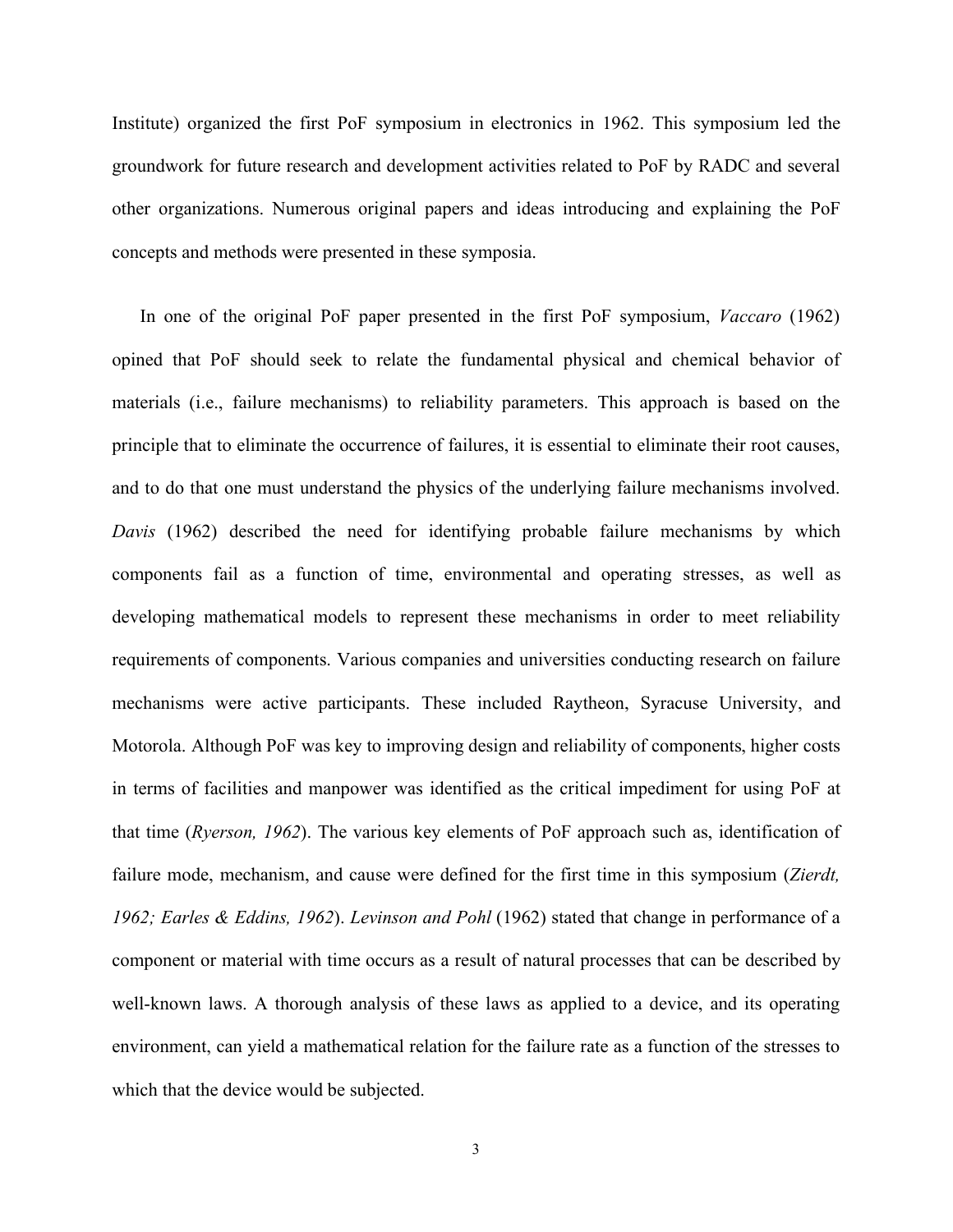Institute) organized the first PoF symposium in electronics in 1962. This symposium led the groundwork for future research and development activities related to PoF by RADC and several other organizations. Numerous original papers and ideas introducing and explaining the PoF concepts and methods were presented in these symposia.

In one of the original PoF paper presented in the first PoF symposium, *Vaccaro* (1962) opined that PoF should seek to relate the fundamental physical and chemical behavior of materials (i.e., failure mechanisms) to reliability parameters. This approach is based on the principle that to eliminate the occurrence of failures, it is essential to eliminate their root causes, and to do that one must understand the physics of the underlying failure mechanisms involved. *Davis* (1962) described the need for identifying probable failure mechanisms by which components fail as a function of time, environmental and operating stresses, as well as developing mathematical models to represent these mechanisms in order to meet reliability requirements of components. Various companies and universities conducting research on failure mechanisms were active participants. These included Raytheon, Syracuse University, and Motorola. Although PoF was key to improving design and reliability of components, higher costs in terms of facilities and manpower was identified as the critical impediment for using PoF at that time (*Ryerson, 1962*). The various key elements of PoF approach such as, identification of failure mode, mechanism, and cause were defined for the first time in this symposium (*Zierdt, 1962; Earles & Eddins, 1962*). *Levinson and Pohl* (1962) stated that change in performance of a component or material with time occurs as a result of natural processes that can be described by well-known laws. A thorough analysis of these laws as applied to a device, and its operating environment, can yield a mathematical relation for the failure rate as a function of the stresses to which that the device would be subjected.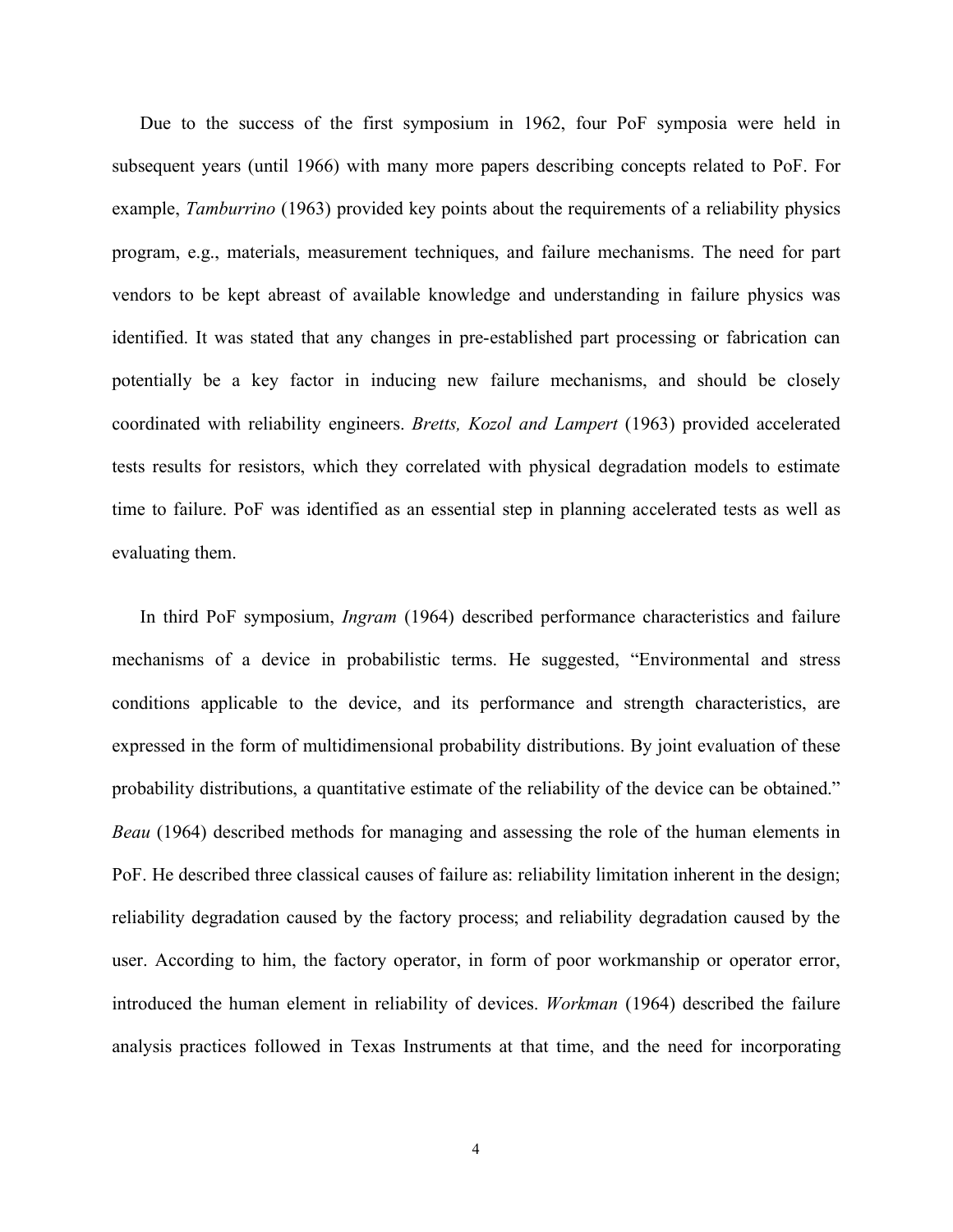Due to the success of the first symposium in 1962, four PoF symposia were held in subsequent years (until 1966) with many more papers describing concepts related to PoF. For example, *Tamburrino* (1963) provided key points about the requirements of a reliability physics program, e.g., materials, measurement techniques, and failure mechanisms. The need for part vendors to be kept abreast of available knowledge and understanding in failure physics was identified. It was stated that any changes in pre-established part processing or fabrication can potentially be a key factor in inducing new failure mechanisms, and should be closely coordinated with reliability engineers. *Bretts, Kozol and Lampert* (1963) provided accelerated tests results for resistors, which they correlated with physical degradation models to estimate time to failure. PoF was identified as an essential step in planning accelerated tests as well as evaluating them.

In third PoF symposium, *Ingram* (1964) described performance characteristics and failure mechanisms of a device in probabilistic terms. He suggested, "Environmental and stress conditions applicable to the device, and its performance and strength characteristics, are expressed in the form of multidimensional probability distributions. By joint evaluation of these probability distributions, a quantitative estimate of the reliability of the device can be obtained." *Beau* (1964) described methods for managing and assessing the role of the human elements in PoF. He described three classical causes of failure as: reliability limitation inherent in the design; reliability degradation caused by the factory process; and reliability degradation caused by the user. According to him, the factory operator, in form of poor workmanship or operator error, introduced the human element in reliability of devices. *Workman* (1964) described the failure analysis practices followed in Texas Instruments at that time, and the need for incorporating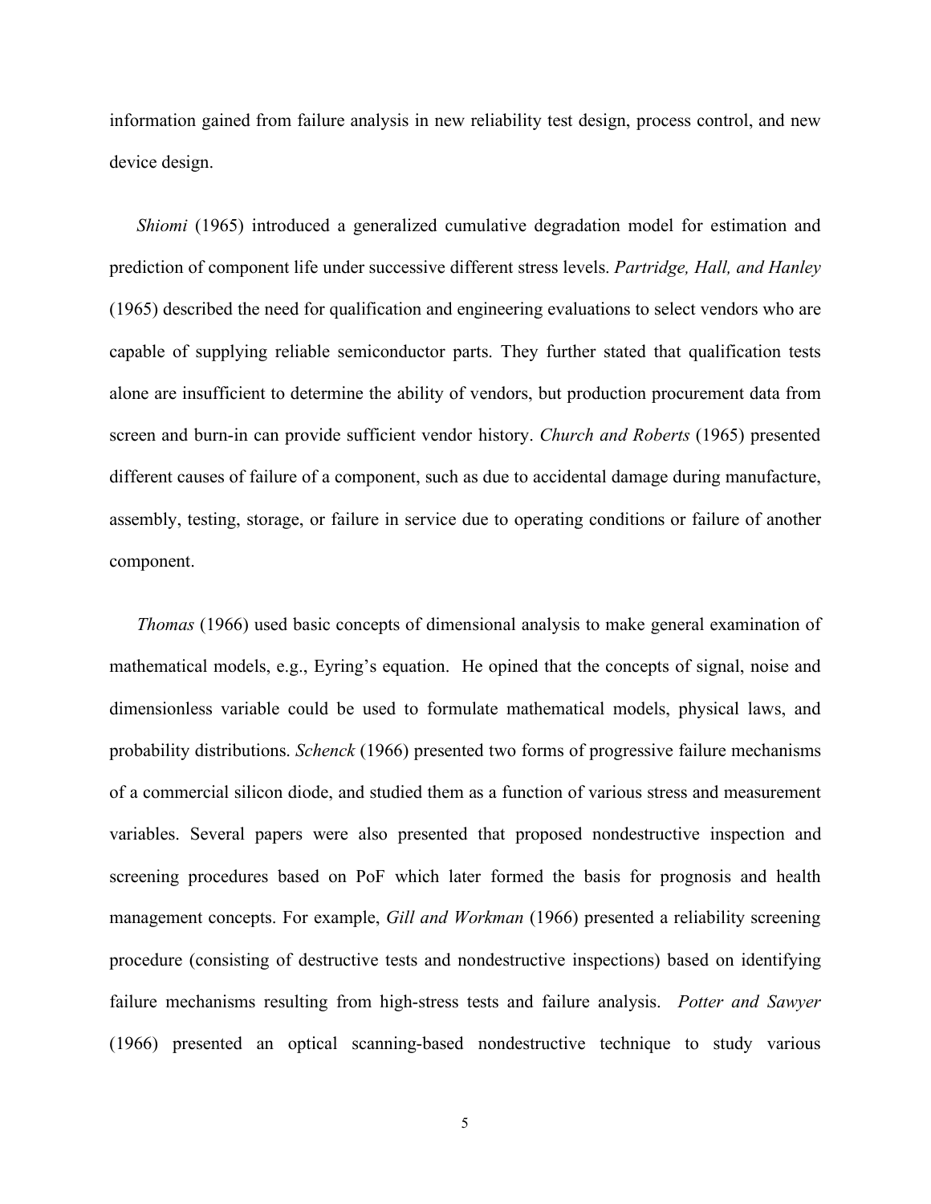information gained from failure analysis in new reliability test design, process control, and new device design.

*Shiomi* (1965) introduced a generalized cumulative degradation model for estimation and prediction of component life under successive different stress levels. *Partridge, Hall, and Hanley* (1965) described the need for qualification and engineering evaluations to select vendors who are capable of supplying reliable semiconductor parts. They further stated that qualification tests alone are insufficient to determine the ability of vendors, but production procurement data from screen and burn-in can provide sufficient vendor history. *Church and Roberts* (1965) presented different causes of failure of a component, such as due to accidental damage during manufacture, assembly, testing, storage, or failure in service due to operating conditions or failure of another component.

*Thomas* (1966) used basic concepts of dimensional analysis to make general examination of mathematical models, e.g., Eyring's equation. He opined that the concepts of signal, noise and dimensionless variable could be used to formulate mathematical models, physical laws, and probability distributions. *Schenck* (1966) presented two forms of progressive failure mechanisms of a commercial silicon diode, and studied them as a function of various stress and measurement variables. Several papers were also presented that proposed nondestructive inspection and screening procedures based on PoF which later formed the basis for prognosis and health management concepts. For example, *Gill and Workman* (1966) presented a reliability screening procedure (consisting of destructive tests and nondestructive inspections) based on identifying failure mechanisms resulting from high-stress tests and failure analysis. *Potter and Sawyer* (1966) presented an optical scanning-based nondestructive technique to study various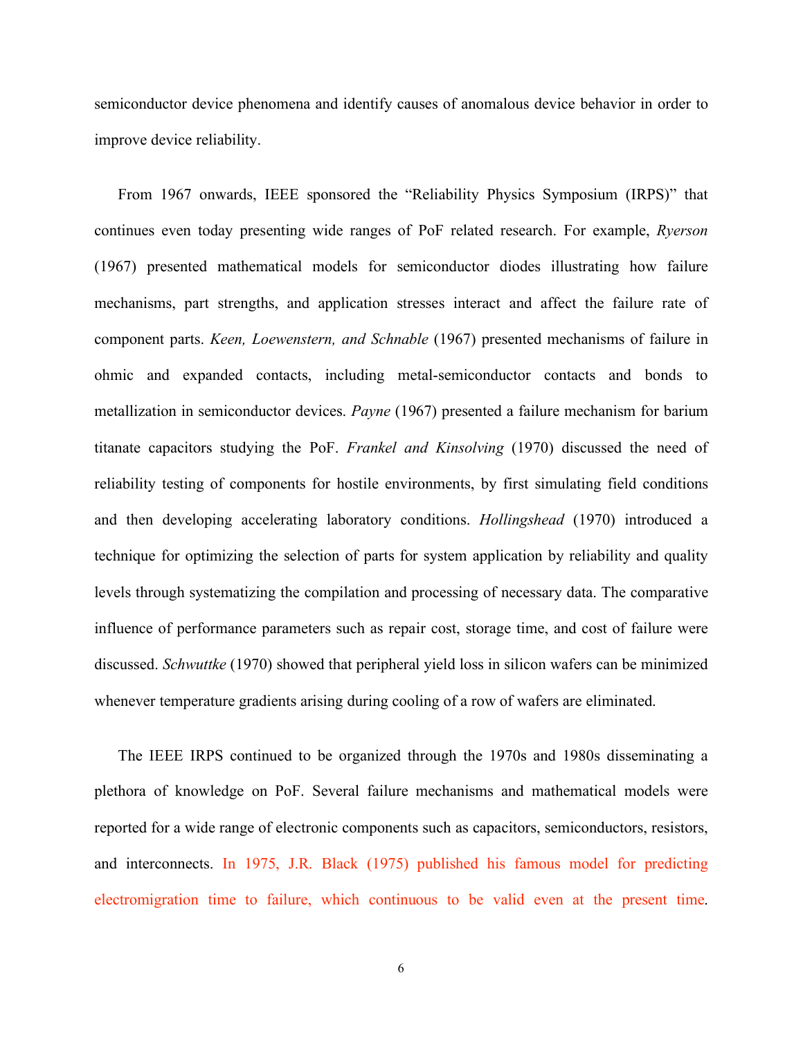semiconductor device phenomena and identify causes of anomalous device behavior in order to improve device reliability.

From 1967 onwards, IEEE sponsored the "Reliability Physics Symposium (IRPS)" that continues even today presenting wide ranges of PoF related research. For example, *Ryerson* (1967) presented mathematical models for semiconductor diodes illustrating how failure mechanisms, part strengths, and application stresses interact and affect the failure rate of component parts. *Keen, Loewenstern, and Schnable* (1967) presented mechanisms of failure in ohmic and expanded contacts, including metal-semiconductor contacts and bonds to metallization in semiconductor devices. *Payne* (1967) presented a failure mechanism for barium titanate capacitors studying the PoF. *Frankel and Kinsolving* (1970) discussed the need of reliability testing of components for hostile environments, by first simulating field conditions and then developing accelerating laboratory conditions. *Hollingshead* (1970) introduced a technique for optimizing the selection of parts for system application by reliability and quality levels through systematizing the compilation and processing of necessary data. The comparative influence of performance parameters such as repair cost, storage time, and cost of failure were discussed. *Schwuttke* (1970) showed that peripheral yield loss in silicon wafers can be minimized whenever temperature gradients arising during cooling of a row of wafers are eliminated.

The IEEE IRPS continued to be organized through the 1970s and 1980s disseminating a plethora of knowledge on PoF. Several failure mechanisms and mathematical models were reported for a wide range of electronic components such as capacitors, semiconductors, resistors, and interconnects. In 1975, J.R. Black (1975) published his famous model for predicting electromigration time to failure, which continuous to be valid even at the present time.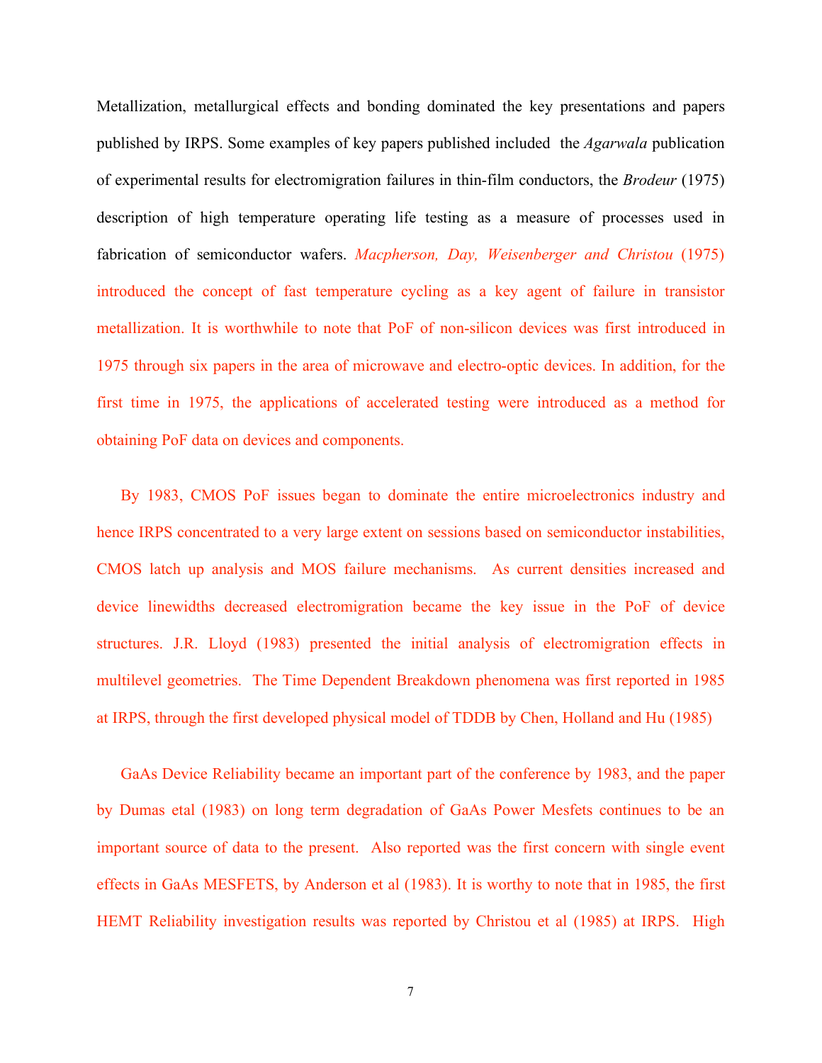Metallization, metallurgical effects and bonding dominated the key presentations and papers published by IRPS. Some examples of key papers published included the *Agarwala* publication of experimental results for electromigration failures in thin-film conductors, the *Brodeur* (1975) description of high temperature operating life testing as a measure of processes used in fabrication of semiconductor wafers. *Macpherson, Day, Weisenberger and Christou* (1975) introduced the concept of fast temperature cycling as a key agent of failure in transistor metallization. It is worthwhile to note that PoF of non-silicon devices was first introduced in 1975 through six papers in the area of microwave and electro-optic devices. In addition, for the first time in 1975, the applications of accelerated testing were introduced as a method for obtaining PoF data on devices and components.

By 1983, CMOS PoF issues began to dominate the entire microelectronics industry and hence IRPS concentrated to a very large extent on sessions based on semiconductor instabilities, CMOS latch up analysis and MOS failure mechanisms. As current densities increased and device linewidths decreased electromigration became the key issue in the PoF of device structures. J.R. Lloyd (1983) presented the initial analysis of electromigration effects in multilevel geometries. The Time Dependent Breakdown phenomena was first reported in 1985 at IRPS, through the first developed physical model of TDDB by Chen, Holland and Hu (1985)

GaAs Device Reliability became an important part of the conference by 1983, and the paper by Dumas etal (1983) on long term degradation of GaAs Power Mesfets continues to be an important source of data to the present. Also reported was the first concern with single event effects in GaAs MESFETS, by Anderson et al (1983). It is worthy to note that in 1985, the first HEMT Reliability investigation results was reported by Christou et al (1985) at IRPS. High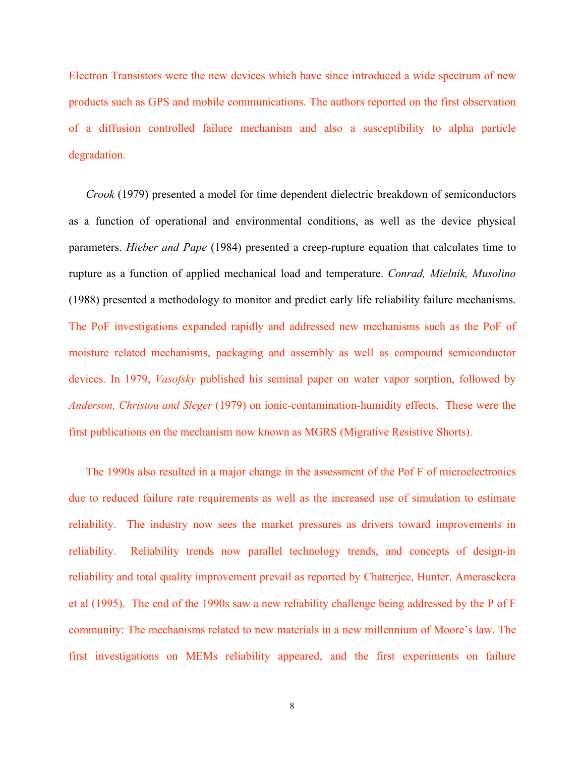Electron Transistors were the new devices which have since introduced a wide spectrum of new products such as GPS and mobile communications. The authors reported on the first observation of a diffusion controlled failure mechanism and also a susceptibility to alpha particle degradation.

*Crook* (1979) presented a model for time dependent dielectric breakdown of semiconductors as a function of operational and environmental conditions, as well as the device physical parameters. *Hieber and Pape* (1984) presented a creep-rupture equation that calculates time to rupture as a function of applied mechanical load and temperature. *Conrad, Mielnik, Musolino* (1988) presented a methodology to monitor and predict early life reliability failure mechanisms. The PoF investigations expanded rapidly and addressed new mechanisms such as the PoF of moisture related mechanisms, packaging and assembly as well as compound semiconductor devices. In 1979, *Vasofsky* published his seminal paper on water vapor sorption, followed by *Anderson, Christou and Sleger* (1979) on ionic-contamination-humidity effects. These were the first publications on the mechanism now known as MGRS (Migrative Resistive Shorts).

The 1990s also resulted in a major change in the assessment of the Pof F of microelectronics due to reduced failure rate requirements as well as the increased use of simulation to estimate reliability. The industry now sees the market pressures as drivers toward improvements in reliability. Reliability trends now parallel technology trends, and concepts of design-in reliability and total quality improvement prevail as reported by Chatterjee, Hunter, Amerasekera et al (1995). The end of the 1990s saw a new reliability challenge being addressed by the P of F community: The mechanisms related to new materials in a new millennium of Moore's law. The first investigations on MEMs reliability appeared, and the first experiments on failure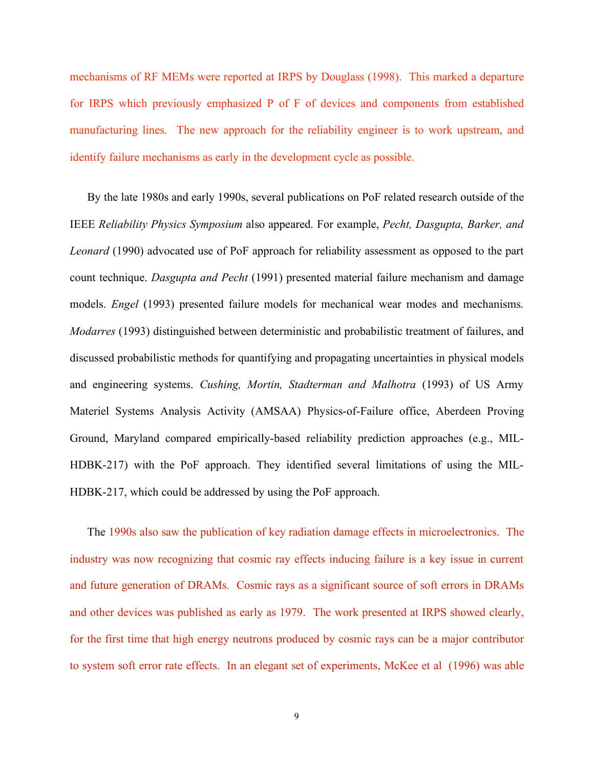mechanisms of RF MEMs were reported at IRPS by Douglass (1998). This marked a departure for IRPS which previously emphasized P of F of devices and components from established manufacturing lines. The new approach for the reliability engineer is to work upstream, and identify failure mechanisms as early in the development cycle as possible.

By the late 1980s and early 1990s, several publications on PoF related research outside of the IEEE *Reliability Physics Symposium* also appeared. For example, *Pecht, Dasgupta, Barker, and Leonard* (1990) advocated use of PoF approach for reliability assessment as opposed to the part count technique. *Dasgupta and Pecht* (1991) presented material failure mechanism and damage models. *Engel* (1993) presented failure models for mechanical wear modes and mechanisms. *Modarres* (1993) distinguished between deterministic and probabilistic treatment of failures, and discussed probabilistic methods for quantifying and propagating uncertainties in physical models and engineering systems. *Cushing, Mortin, Stadterman and Malhotra* (1993) of US Army Materiel Systems Analysis Activity (AMSAA) Physics-of-Failure office, Aberdeen Proving Ground, Maryland compared empirically-based reliability prediction approaches (e.g., MIL-HDBK-217) with the PoF approach. They identified several limitations of using the MIL-HDBK-217, which could be addressed by using the PoF approach.

The 1990s also saw the publication of key radiation damage effects in microelectronics. The industry was now recognizing that cosmic ray effects inducing failure is a key issue in current and future generation of DRAMs. Cosmic rays as a significant source of soft errors in DRAMs and other devices was published as early as 1979. The work presented at IRPS showed clearly, for the first time that high energy neutrons produced by cosmic rays can be a major contributor to system soft error rate effects. In an elegant set of experiments, McKee et al (1996) was able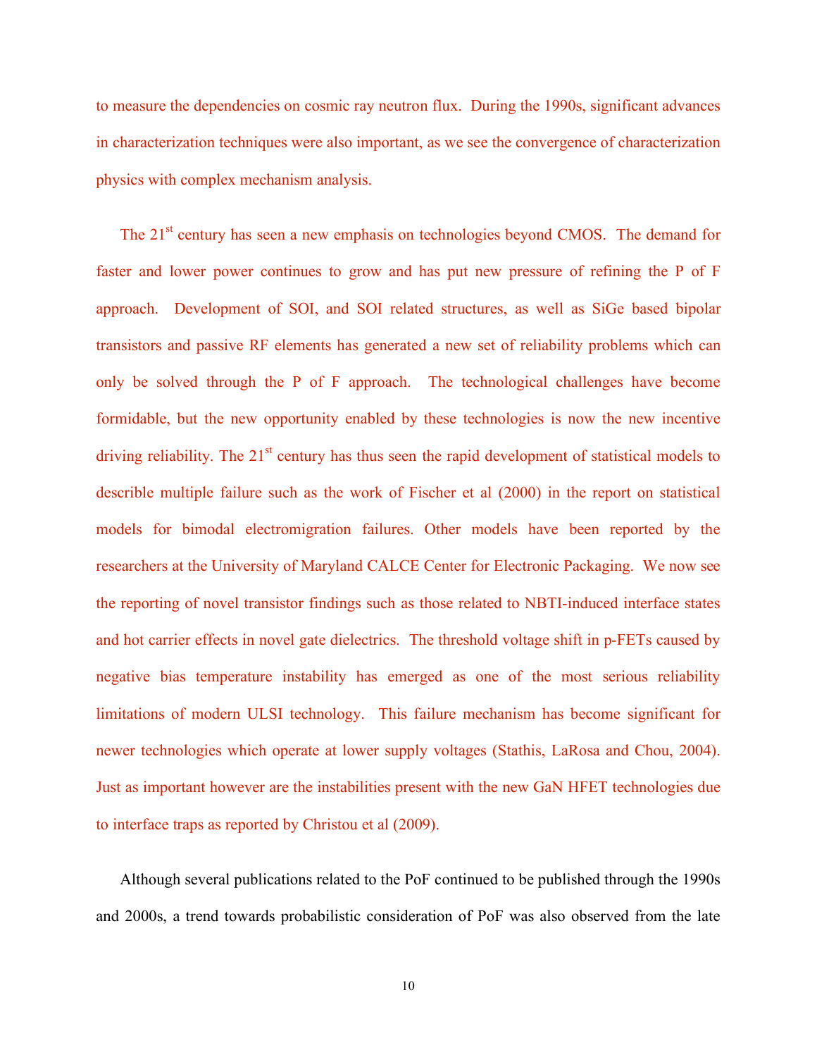to measure the dependencies on cosmic ray neutron flux. During the 1990s, significant advances in characterization techniques were also important, as we see the convergence of characterization physics with complex mechanism analysis.

The 21[st] century has seen a new emphasis on technologies beyond CMOS. The demand for faster and lower power continues to grow and has put new pressure of refining the P of F approach. Development of SOI, and SOI related structures, as well as SiGe based bipolar transistors and passive RF elements has generated a new set of reliability problems which can only be solved through the P of F approach. The technological challenges have become formidable, but the new opportunity enabled by these technologies is now the new incentive driving reliability. The 21[st] century has thus seen the rapid development of statistical models to describe multiple failure such as the work of Fischer et al (2000) in the report on statistical models for bimodal electromigration failures. Other models have been reported by the researchers at the University of Maryland CALCE Center for Electronic Packaging. We now see the reporting of novel transistor findings such as those related to NBTI-induced interface states and hot carrier effects in novel gate dielectrics. The threshold voltage shift in p-FETs caused by negative bias temperature instability has emerged as one of the most serious reliability limitations of modern ULSI technology. This failure mechanism has become significant for newer technologies which operate at lower supply voltages (Stathis, LaRosa and Chou, 2004). Just as important however are the instabilities present with the new GaN HFET technologies due to interface traps as reported by Christou et al (2009).

Although several publications related to the PoF continued to be published through the 1990s and 2000s, a trend towards probabilistic consideration of PoF was also observed from the late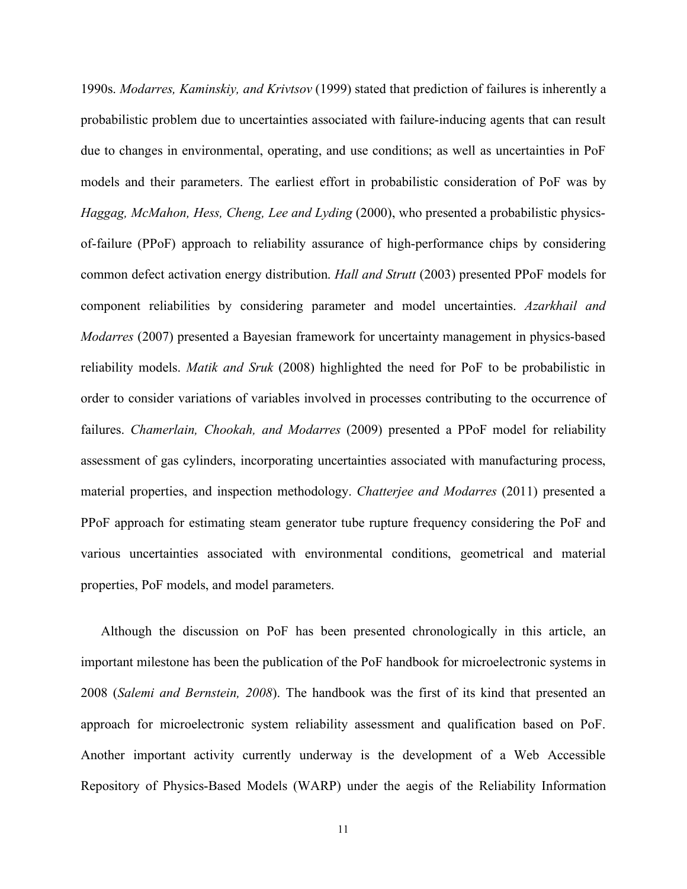1990s. *Modarres, Kaminskiy, and Krivtsov* (1999) stated that prediction of failures is inherently a probabilistic problem due to uncertainties associated with failure-inducing agents that can result due to changes in environmental, operating, and use conditions; as well as uncertainties in PoF models and their parameters. The earliest effort in probabilistic consideration of PoF was by *Haggag, McMahon, Hess, Cheng, Lee and Lyding* (2000), who presented a probabilistic physics-of-failure (PPoF) approach to reliability assurance of high-performance chips by considering common defect activation energy distribution. *Hall and Strutt* (2003) presented PPoF models for component reliabilities by considering parameter and model uncertainties. *Azarkhail and Modarres* (2007) presented a Bayesian framework for uncertainty management in physics-based reliability models. *Matik and Sruk* (2008) highlighted the need for PoF to be probabilistic in order to consider variations of variables involved in processes contributing to the occurrence of failures. *Chamerlain, Chookah, and Modarres* (2009) presented a PPoF model for reliability assessment of gas cylinders, incorporating uncertainties associated with manufacturing process, material properties, and inspection methodology. *Chatterjee and Modarres* (2011) presented a PPoF approach for estimating steam generator tube rupture frequency considering the PoF and various uncertainties associated with environmental conditions, geometrical and material properties, PoF models, and model parameters.

Although the discussion on PoF has been presented chronologically in this article, an important milestone has been the publication of the PoF handbook for microelectronic systems in 2008 (*Salemi and Bernstein, 2008*). The handbook was the first of its kind that presented an approach for microelectronic system reliability assessment and qualification based on PoF. Another important activity currently underway is the development of a Web Accessible Repository of Physics-Based Models (WARP) under the aegis of the Reliability Information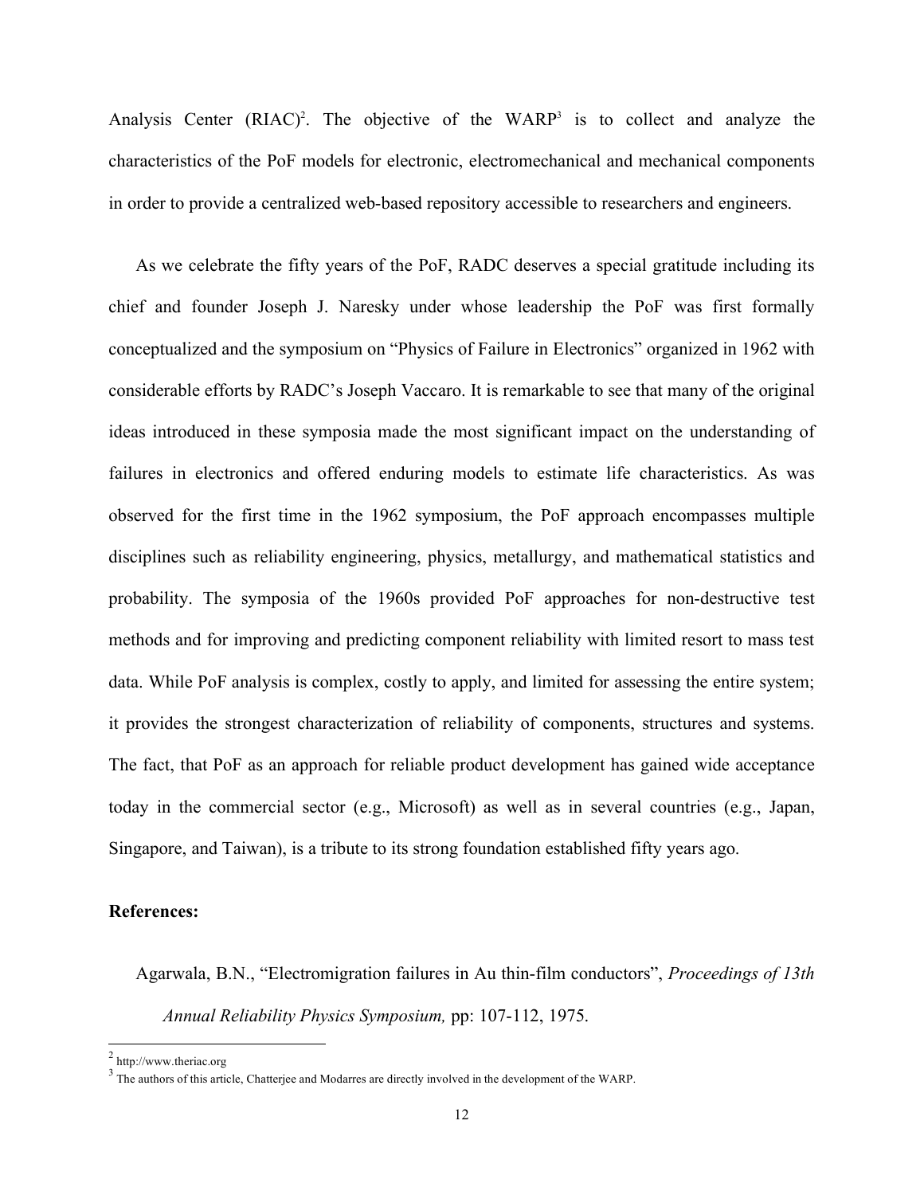Analysis Center (RIAC)[2]. The objective of the WARP[3] is to collect and analyze the characteristics of the PoF models for electronic, electromechanical and mechanical components in order to provide a centralized web-based repository accessible to researchers and engineers.

As we celebrate the fifty years of the PoF, RADC deserves a special gratitude including its chief and founder Joseph J. Naresky under whose leadership the PoF was first formally conceptualized and the symposium on "Physics of Failure in Electronics" organized in 1962 with considerable efforts by RADC's Joseph Vaccaro. It is remarkable to see that many of the original ideas introduced in these symposia made the most significant impact on the understanding of failures in electronics and offered enduring models to estimate life characteristics. As was observed for the first time in the 1962 symposium, the PoF approach encompasses multiple disciplines such as reliability engineering, physics, metallurgy, and mathematical statistics and probability. The symposia of the 1960s provided PoF approaches for non-destructive test methods and for improving and predicting component reliability with limited resort to mass test data. While PoF analysis is complex, costly to apply, and limited for assessing the entire system; it provides the strongest characterization of reliability of components, structures and systems. The fact, that PoF as an approach for reliable product development has gained wide acceptance today in the commercial sector (e.g., Microsoft) as well as in several countries (e.g., Japan, Singapore, and Taiwan), is a tribute to its strong foundation established fifty years ago.

**References:**

Agarwala, B.N., "Electromigration failures in Au thin-film conductors", *Proceedings of 13th Annual Reliability Physics Symposium,* pp: 107-112, 1975.

---

[2] http://www.theriac.org

[3] The authors of this article, Chatterjee and Modarres are directly involved in the development of the WARP.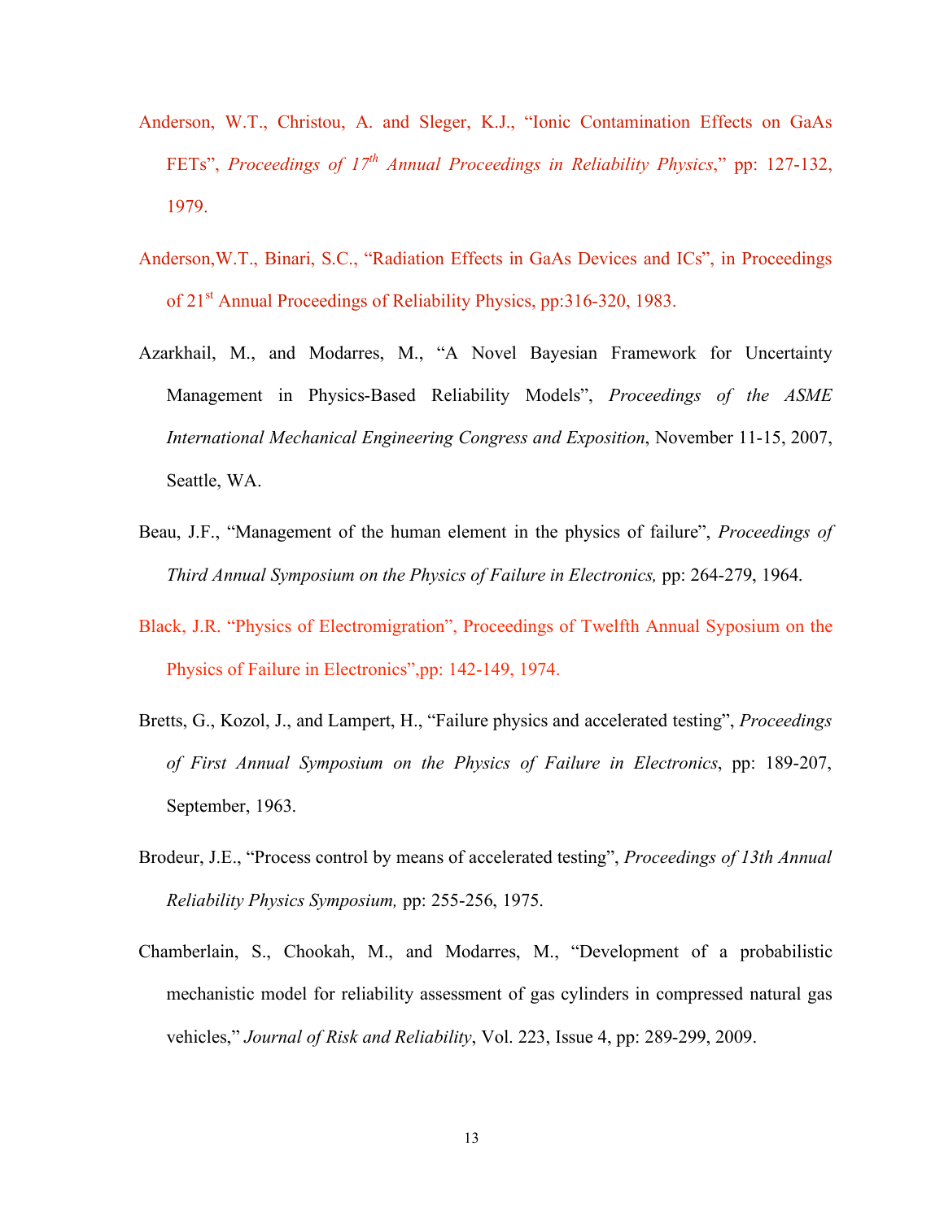Anderson, W.T., Christou, A. and Sleger, K.J., "Ionic Contamination Effects on GaAs FETs", *Proceedings of 17th Annual Proceedings in Reliability Physics*," pp: 127-132, 1979.

Anderson,W.T., Binari, S.C., "Radiation Effects in GaAs Devices and ICs", in Proceedings of 21st Annual Proceedings of Reliability Physics, pp:316-320, 1983.

Azarkhail, M., and Modarres, M., "A Novel Bayesian Framework for Uncertainty Management in Physics-Based Reliability Models", *Proceedings of the ASME International Mechanical Engineering Congress and Exposition*, November 11-15, 2007, Seattle, WA.

Beau, J.F., "Management of the human element in the physics of failure", *Proceedings of Third Annual Symposium on the Physics of Failure in Electronics,* pp: 264-279, 1964.

Black, J.R. "Physics of Electromigration", Proceedings of Twelfth Annual Syposium on the Physics of Failure in Electronics",pp: 142-149, 1974.

Bretts, G., Kozol, J., and Lampert, H., "Failure physics and accelerated testing", *Proceedings of First Annual Symposium on the Physics of Failure in Electronics*, pp: 189-207, September, 1963.

Brodeur, J.E., "Process control by means of accelerated testing", *Proceedings of 13th Annual Reliability Physics Symposium,* pp: 255-256, 1975.

Chamberlain, S., Chookah, M., and Modarres, M., "Development of a probabilistic mechanistic model for reliability assessment of gas cylinders in compressed natural gas vehicles," *Journal of Risk and Reliability*, Vol. 223, Issue 4, pp: 289-299, 2009.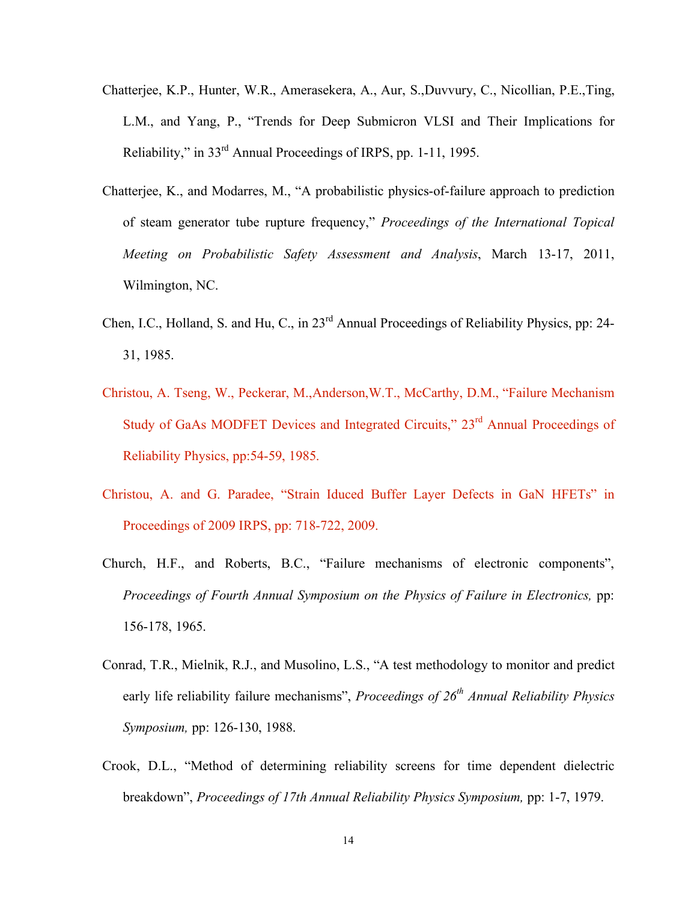Chatterjee, K.P., Hunter, W.R., Amerasekera, A., Aur, S.,Duvvury, C., Nicollian, P.E.,Ting, L.M., and Yang, P., "Trends for Deep Submicron VLSI and Their Implications for Reliability," in 33rd Annual Proceedings of IRPS, pp. 1-11, 1995.

Chatterjee, K., and Modarres, M., "A probabilistic physics-of-failure approach to prediction of steam generator tube rupture frequency," *Proceedings of the International Topical Meeting on Probabilistic Safety Assessment and Analysis*, March 13-17, 2011, Wilmington, NC.

Chen, I.C., Holland, S. and Hu, C., in 23rd Annual Proceedings of Reliability Physics, pp: 24-31, 1985.

Christou, A. Tseng, W., Peckerar, M.,Anderson,W.T., McCarthy, D.M., "Failure Mechanism Study of GaAs MODFET Devices and Integrated Circuits," 23rd Annual Proceedings of Reliability Physics, pp:54-59, 1985.

Christou, A. and G. Paradee, "Strain Iduced Buffer Layer Defects in GaN HFETs" in Proceedings of 2009 IRPS, pp: 718-722, 2009.

Church, H.F., and Roberts, B.C., "Failure mechanisms of electronic components", *Proceedings of Fourth Annual Symposium on the Physics of Failure in Electronics,* pp: 156-178, 1965.

Conrad, T.R., Mielnik, R.J., and Musolino, L.S., "A test methodology to monitor and predict early life reliability failure mechanisms", *Proceedings of 26th Annual Reliability Physics Symposium,* pp: 126-130, 1988.

Crook, D.L., "Method of determining reliability screens for time dependent dielectric breakdown", *Proceedings of 17th Annual Reliability Physics Symposium,* pp: 1-7, 1979.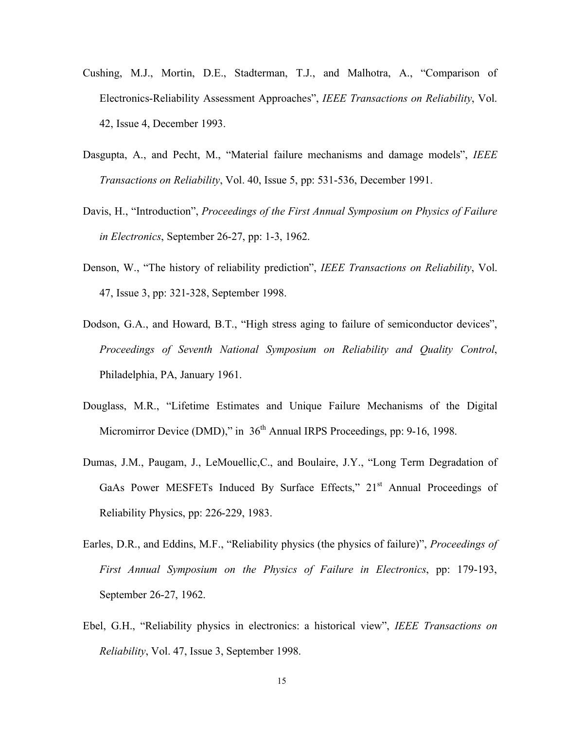Cushing, M.J., Mortin, D.E., Stadterman, T.J., and Malhotra, A., "Comparison of Electronics-Reliability Assessment Approaches", *IEEE Transactions on Reliability*, Vol. 42, Issue 4, December 1993.

Dasgupta, A., and Pecht, M., "Material failure mechanisms and damage models", *IEEE Transactions on Reliability*, Vol. 40, Issue 5, pp: 531-536, December 1991.

Davis, H., "Introduction", *Proceedings of the First Annual Symposium on Physics of Failure in Electronics*, September 26-27, pp: 1-3, 1962.

Denson, W., "The history of reliability prediction", *IEEE Transactions on Reliability*, Vol. 47, Issue 3, pp: 321-328, September 1998.

Dodson, G.A., and Howard, B.T., "High stress aging to failure of semiconductor devices", *Proceedings of Seventh National Symposium on Reliability and Quality Control*, Philadelphia, PA, January 1961.

Douglass, M.R., "Lifetime Estimates and Unique Failure Mechanisms of the Digital Micromirror Device (DMD)," in 36th Annual IRPS Proceedings, pp: 9-16, 1998.

Dumas, J.M., Paugam, J., LeMouellic,C., and Boulaire, J.Y., "Long Term Degradation of GaAs Power MESFETs Induced By Surface Effects," 21st Annual Proceedings of Reliability Physics, pp: 226-229, 1983.

Earles, D.R., and Eddins, M.F., "Reliability physics (the physics of failure)", *Proceedings of First Annual Symposium on the Physics of Failure in Electronics*, pp: 179-193, September 26-27, 1962.

Ebel, G.H., "Reliability physics in electronics: a historical view", *IEEE Transactions on Reliability*, Vol. 47, Issue 3, September 1998.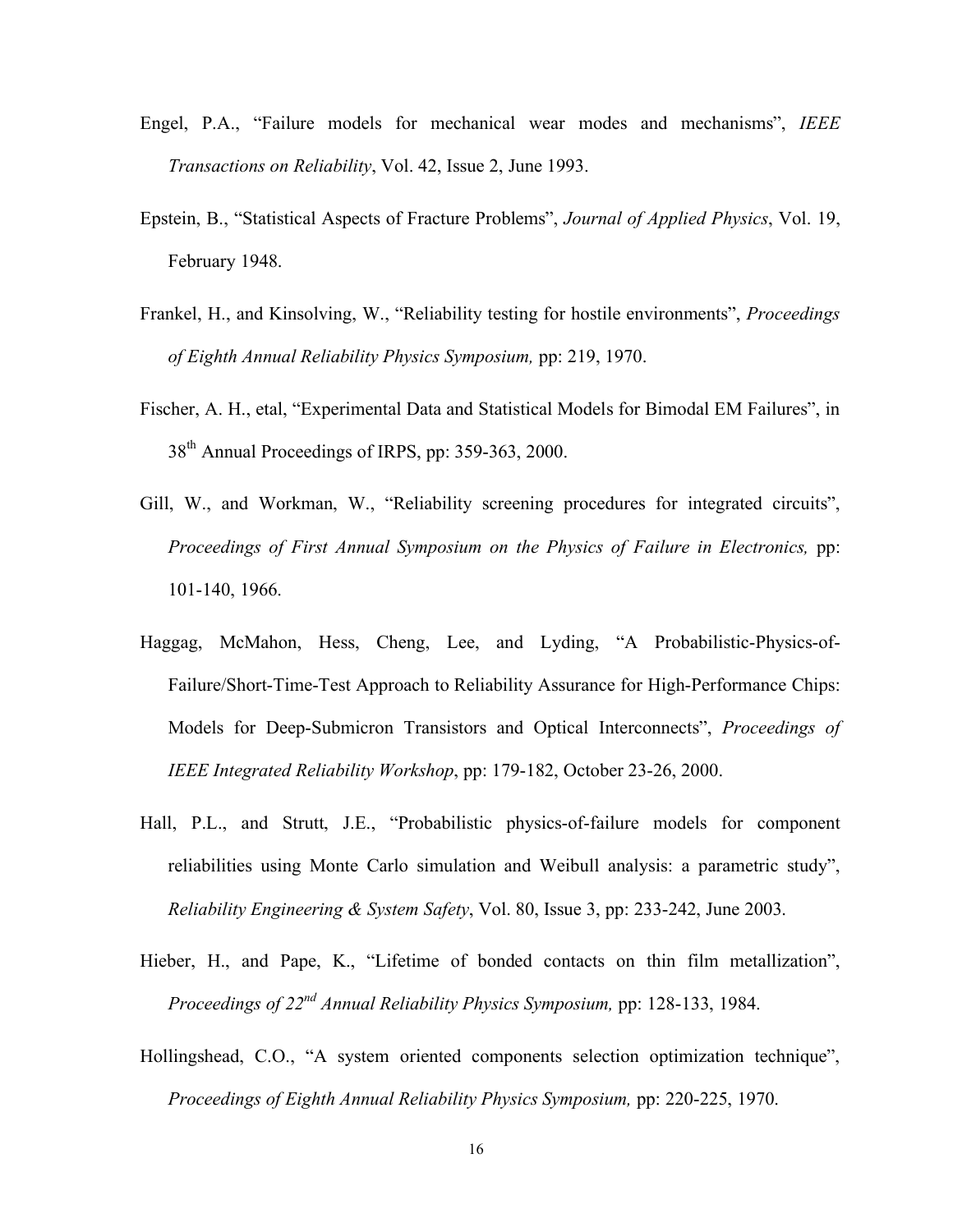Engel, P.A., “Failure models for mechanical wear modes and mechanisms”, *IEEE Transactions on Reliability*, Vol. 42, Issue 2, June 1993.

Epstein, B., “Statistical Aspects of Fracture Problems”, *Journal of Applied Physics*, Vol. 19, February 1948.

Frankel, H., and Kinsolving, W., “Reliability testing for hostile environments”, *Proceedings of Eighth Annual Reliability Physics Symposium,* pp: 219, 1970.

Fischer, A. H., etal, “Experimental Data and Statistical Models for Bimodal EM Failures”, in 38th Annual Proceedings of IRPS, pp: 359-363, 2000.

Gill, W., and Workman, W., “Reliability screening procedures for integrated circuits”, *Proceedings of First Annual Symposium on the Physics of Failure in Electronics,* pp: 101-140, 1966.

Haggag, McMahon, Hess, Cheng, Lee, and Lyding, “A Probabilistic-Physics-of-Failure/Short-Time-Test Approach to Reliability Assurance for High-Performance Chips: Models for Deep-Submicron Transistors and Optical Interconnects”, *Proceedings of IEEE Integrated Reliability Workshop*, pp: 179-182, October 23-26, 2000.

Hall, P.L., and Strutt, J.E., “Probabilistic physics-of-failure models for component reliabilities using Monte Carlo simulation and Weibull analysis: a parametric study”, *Reliability Engineering & System Safety*, Vol. 80, Issue 3, pp: 233-242, June 2003.

Hieber, H., and Pape, K., “Lifetime of bonded contacts on thin film metallization”, *Proceedings of 22nd Annual Reliability Physics Symposium,* pp: 128-133, 1984.

Hollingshead, C.O., “A system oriented components selection optimization technique”, *Proceedings of Eighth Annual Reliability Physics Symposium,* pp: 220-225, 1970.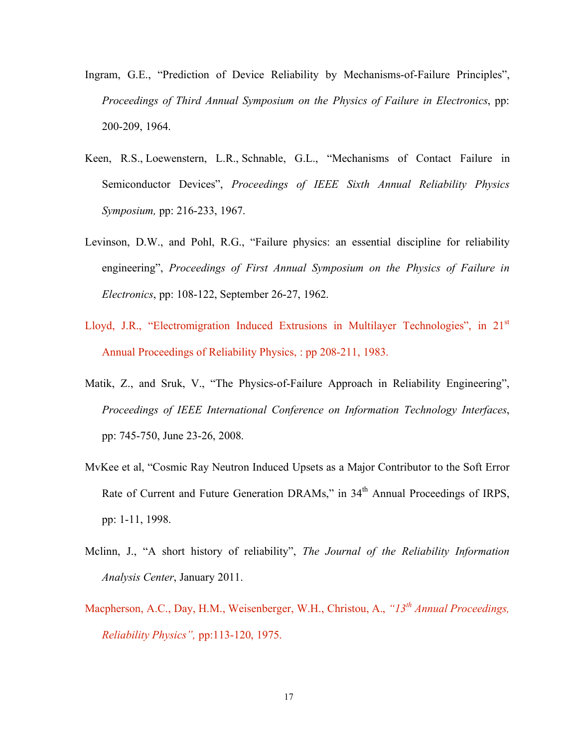Ingram, G.E., "Prediction of Device Reliability by Mechanisms-of-Failure Principles", *Proceedings of Third Annual Symposium on the Physics of Failure in Electronics*, pp: 200-209, 1964.

Keen, R.S., Loewenstern, L.R., Schnable, G.L., "Mechanisms of Contact Failure in Semiconductor Devices", *Proceedings of IEEE Sixth Annual Reliability Physics Symposium,* pp: 216-233, 1967.

Levinson, D.W., and Pohl, R.G., "Failure physics: an essential discipline for reliability engineering", *Proceedings of First Annual Symposium on the Physics of Failure in Electronics*, pp: 108-122, September 26-27, 1962.

Lloyd, J.R., "Electromigration Induced Extrusions in Multilayer Technologies", in 21st Annual Proceedings of Reliability Physics, : pp 208-211, 1983.

Matik, Z., and Sruk, V., "The Physics-of-Failure Approach in Reliability Engineering", *Proceedings of IEEE International Conference on Information Technology Interfaces*, pp: 745-750, June 23-26, 2008.

MvKee et al, "Cosmic Ray Neutron Induced Upsets as a Major Contributor to the Soft Error Rate of Current and Future Generation DRAMs," in 34th Annual Proceedings of IRPS, pp: 1-11, 1998.

Mclinn, J., "A short history of reliability", *The Journal of the Reliability Information Analysis Center*, January 2011.

Macpherson, A.C., Day, H.M., Weisenberger, W.H., Christou, A., *"13th Annual Proceedings, Reliability Physics",* pp:113-120, 1975.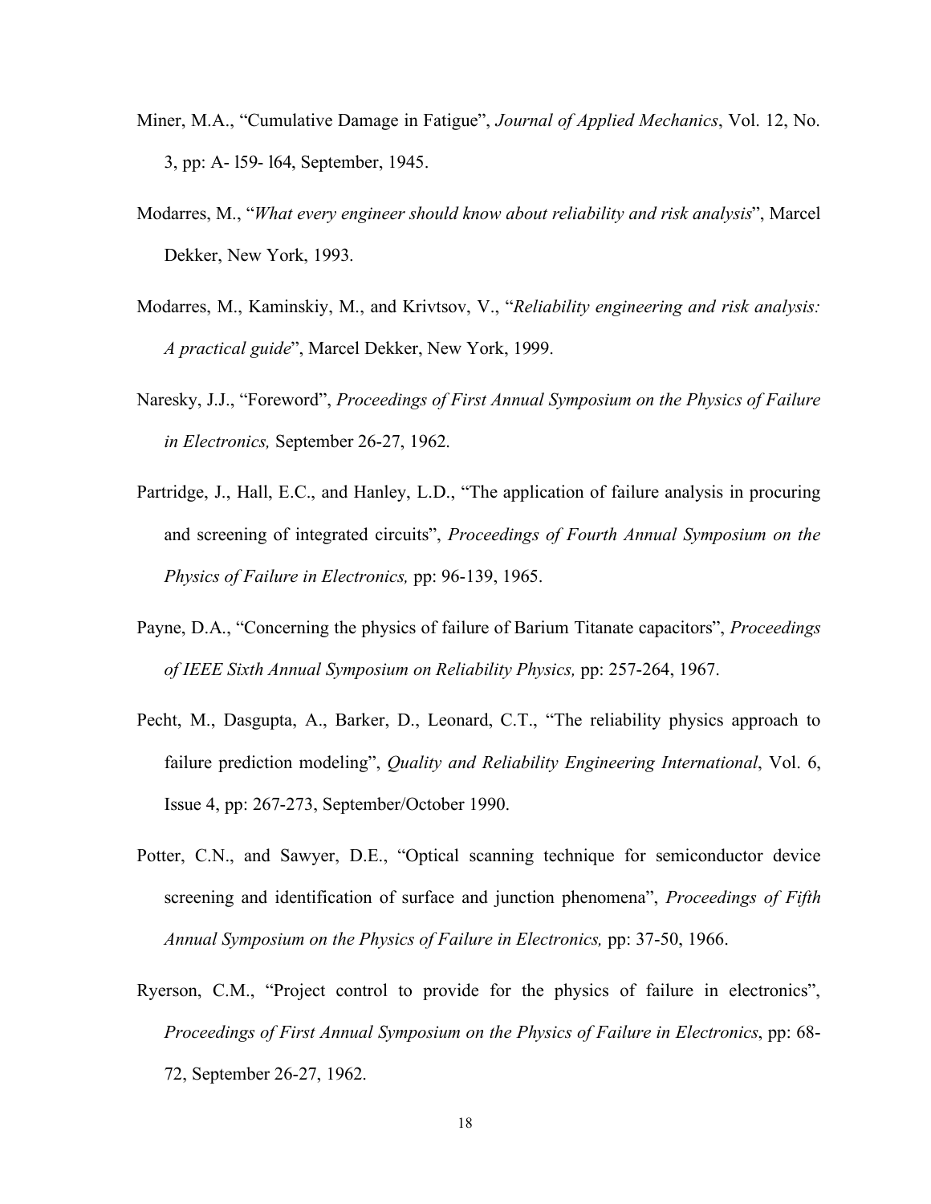Miner, M.A., "Cumulative Damage in Fatigue", *Journal of Applied Mechanics*, Vol. 12, No. 3, pp: A- l59- l64, September, 1945.

Modarres, M., "*What every engineer should know about reliability and risk analysis*", Marcel Dekker, New York, 1993.

Modarres, M., Kaminskiy, M., and Krivtsov, V., "*Reliability engineering and risk analysis: A practical guide*", Marcel Dekker, New York, 1999.

Naresky, J.J., "Foreword", *Proceedings of First Annual Symposium on the Physics of Failure in Electronics,* September 26-27, 1962.

Partridge, J., Hall, E.C., and Hanley, L.D., "The application of failure analysis in procuring and screening of integrated circuits", *Proceedings of Fourth Annual Symposium on the Physics of Failure in Electronics,* pp: 96-139, 1965.

Payne, D.A., "Concerning the physics of failure of Barium Titanate capacitors", *Proceedings of IEEE Sixth Annual Symposium on Reliability Physics,* pp: 257-264, 1967.

Pecht, M., Dasgupta, A., Barker, D., Leonard, C.T., "The reliability physics approach to failure prediction modeling", *Quality and Reliability Engineering International*, Vol. 6, Issue 4, pp: 267-273, September/October 1990.

Potter, C.N., and Sawyer, D.E., "Optical scanning technique for semiconductor device screening and identification of surface and junction phenomena", *Proceedings of Fifth Annual Symposium on the Physics of Failure in Electronics,* pp: 37-50, 1966.

Ryerson, C.M., "Project control to provide for the physics of failure in electronics", *Proceedings of First Annual Symposium on the Physics of Failure in Electronics*, pp: 68-72, September 26-27, 1962.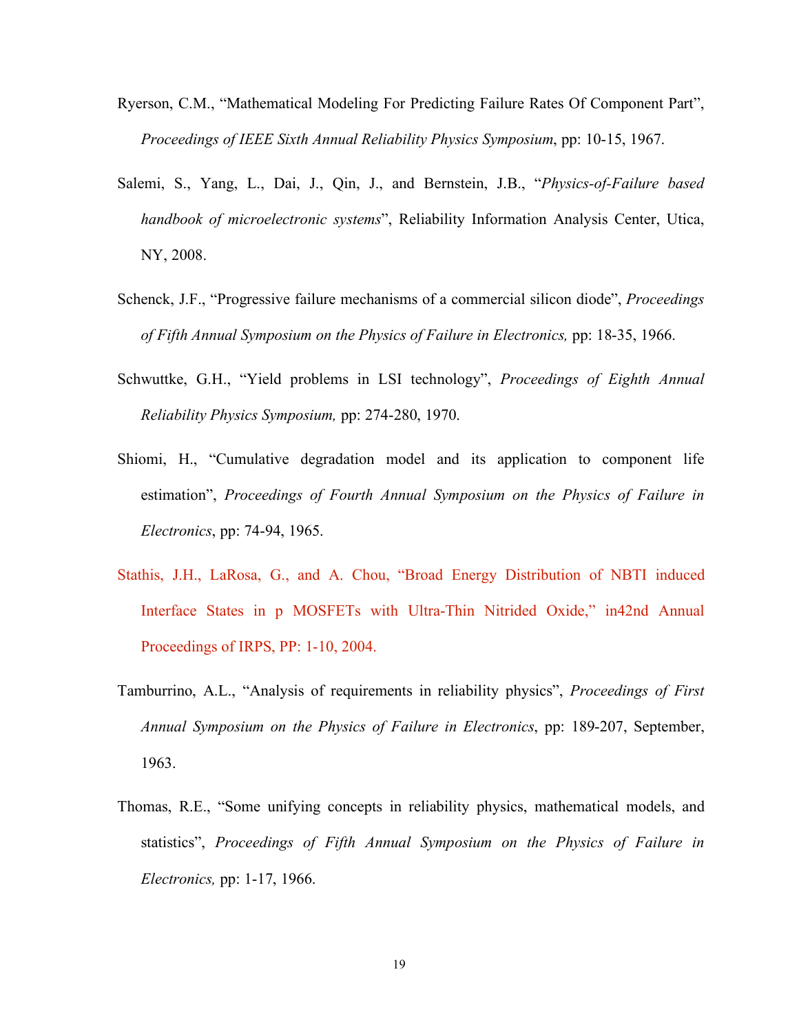Ryerson, C.M., "Mathematical Modeling For Predicting Failure Rates Of Component Part", *Proceedings of IEEE Sixth Annual Reliability Physics Symposium*, pp: 10-15, 1967.

Salemi, S., Yang, L., Dai, J., Qin, J., and Bernstein, J.B., "*Physics-of-Failure based handbook of microelectronic systems*", Reliability Information Analysis Center, Utica, NY, 2008.

Schenck, J.F., "Progressive failure mechanisms of a commercial silicon diode", *Proceedings of Fifth Annual Symposium on the Physics of Failure in Electronics,* pp: 18-35, 1966.

Schwuttke, G.H., "Yield problems in LSI technology", *Proceedings of Eighth Annual Reliability Physics Symposium,* pp: 274-280, 1970.

Shiomi, H., "Cumulative degradation model and its application to component life estimation", *Proceedings of Fourth Annual Symposium on the Physics of Failure in Electronics*, pp: 74-94, 1965.

Stathis, J.H., LaRosa, G., and A. Chou, "Broad Energy Distribution of NBTI induced Interface States in p MOSFETs with Ultra-Thin Nitrided Oxide," in42nd Annual Proceedings of IRPS, PP: 1-10, 2004.

Tamburrino, A.L., "Analysis of requirements in reliability physics", *Proceedings of First Annual Symposium on the Physics of Failure in Electronics*, pp: 189-207, September, 1963.

Thomas, R.E., "Some unifying concepts in reliability physics, mathematical models, and statistics", *Proceedings of Fifth Annual Symposium on the Physics of Failure in Electronics,* pp: 1-17, 1966.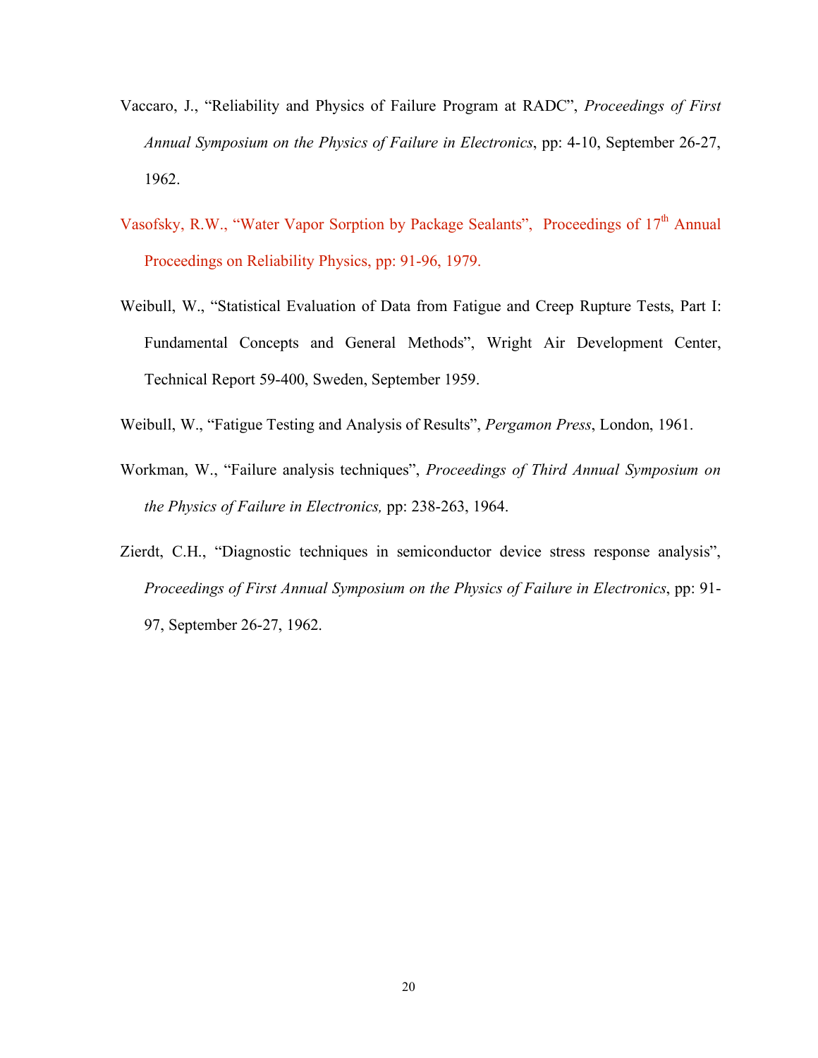Vaccaro, J., "Reliability and Physics of Failure Program at RADC", *Proceedings of First Annual Symposium on the Physics of Failure in Electronics*, pp: 4-10, September 26-27, 1962.

Vasofsky, R.W., "Water Vapor Sorption by Package Sealants", Proceedings of 17th Annual Proceedings on Reliability Physics, pp: 91-96, 1979.

Weibull, W., "Statistical Evaluation of Data from Fatigue and Creep Rupture Tests, Part I: Fundamental Concepts and General Methods", Wright Air Development Center, Technical Report 59-400, Sweden, September 1959.

Weibull, W., "Fatigue Testing and Analysis of Results", *Pergamon Press*, London, 1961.

Workman, W., "Failure analysis techniques", *Proceedings of Third Annual Symposium on the Physics of Failure in Electronics,* pp: 238-263, 1964.

Zierdt, C.H., "Diagnostic techniques in semiconductor device stress response analysis", *Proceedings of First Annual Symposium on the Physics of Failure in Electronics*, pp: 91-97, September 26-27, 1962.